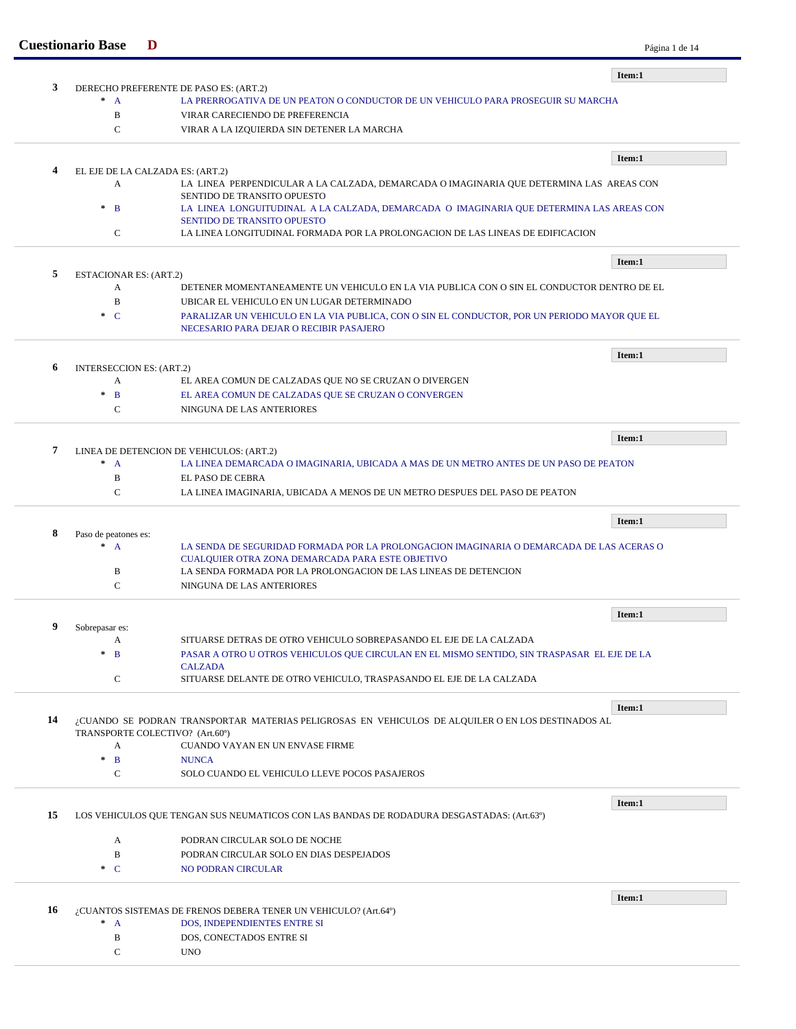## Cuestionario Base **D**

**Item:1**

**3** DERECHO PREFERENTE DE PASO ES: (ART.2)

- \* A LA PRERROGATIVA DE UN PEATON O CONDUCTOR DE UN VEHICULO PARA PROSEGUIR SU MARCHA
- B VIRAR CARECIENDO DE PREFERENCIA
- C VIRAR A LA IZQUIERDA SIN DETENER LA MARCHA

---

**Item:1**

**4** EL EJE DE LA CALZADA ES: (ART.2)

- A LA LINEA PERPENDICULAR A LA CALZADA, DEMARCADA O IMAGINARIA QUE DETERMINA LAS AREAS CON SENTIDO DE TRANSITO OPUESTO
- \* B LA LINEA LONGUITUDINAL A LA CALZADA, DEMARCADA O IMAGINARIA QUE DETERMINA LAS AREAS CON SENTIDO DE TRANSITO OPUESTO
- C LA LINEA LONGITUDINAL FORMADA POR LA PROLONGACION DE LAS LINEAS DE EDIFICACION

---

**Item:1**

**5** ESTACIONAR ES: (ART.2)

- A DETENER MOMENTANEAMENTE UN VEHICULO EN LA VIA PUBLICA CON O SIN EL CONDUCTOR DENTRO DE EL
- B UBICAR EL VEHICULO EN UN LUGAR DETERMINADO
- \* C PARALIZAR UN VEHICULO EN LA VIA PUBLICA, CON O SIN EL CONDUCTOR, POR UN PERIODO MAYOR QUE EL NECESARIO PARA DEJAR O RECIBIR PASAJERO

---

**Item:1**

**6** INTERSECCION ES: (ART.2)

- A EL AREA COMUN DE CALZADAS QUE NO SE CRUZAN O DIVERGEN
- \* B EL AREA COMUN DE CALZADAS QUE SE CRUZAN O CONVERGEN
- C NINGUNA DE LAS ANTERIORES

---

**Item:1**

**7** LINEA DE DETENCION DE VEHICULOS: (ART.2)

- \* A LA LINEA DEMARCADA O IMAGINARIA, UBICADA A MAS DE UN METRO ANTES DE UN PASO DE PEATON
- B EL PASO DE CEBRA
- C LA LINEA IMAGINARIA, UBICADA A MENOS DE UN METRO DESPUES DEL PASO DE PEATON

---

**Item:1**

**8** Paso de peatones es:

- \* A LA SENDA DE SEGURIDAD FORMADA POR LA PROLONGACION IMAGINARIA O DEMARCADA DE LAS ACERAS O CUALQUIER OTRA ZONA DEMARCADA PARA ESTE OBJETIVO
- B LA SENDA FORMADA POR LA PROLONGACION DE LAS LINEAS DE DETENCION
- C NINGUNA DE LAS ANTERIORES

---

**Item:1**

**9** Sobrepasar es:

- A SITUARSE DETRAS DE OTRO VEHICULO SOBREPASANDO EL EJE DE LA CALZADA
- \* B PASAR A OTRO U OTROS VEHICULOS QUE CIRCULAN EN EL MISMO SENTIDO, SIN TRASPASAR EL EJE DE LA CALZADA
- C SITUARSE DELANTE DE OTRO VEHICULO, TRASPASANDO EL EJE DE LA CALZADA

---

**Item:1**

**14** ¿CUANDO SE PODRAN TRANSPORTAR MATERIAS PELIGROSAS EN VEHICULOS DE ALQUILER O EN LOS DESTINADOS AL TRANSPORTE COLECTIVO? (Art.60º)

- A CUANDO VAYAN EN UN ENVASE FIRME
- \* B NUNCA
- C SOLO CUANDO EL VEHICULO LLEVE POCOS PASAJEROS

---

**Item:1**

**15** LOS VEHICULOS QUE TENGAN SUS NEUMATICOS CON LAS BANDAS DE RODADURA DESGASTADAS: (Art.63º)

- A PODRAN CIRCULAR SOLO DE NOCHE
- B PODRAN CIRCULAR SOLO EN DIAS DESPEJADOS
- \* C NO PODRAN CIRCULAR

---

**Item:1**

**16** ¿CUANTOS SISTEMAS DE FRENOS DEBERA TENER UN VEHICULO? (Art.64º)

- \* A DOS, INDEPENDIENTES ENTRE SI
- B DOS, CONECTADOS ENTRE SI
- C UNO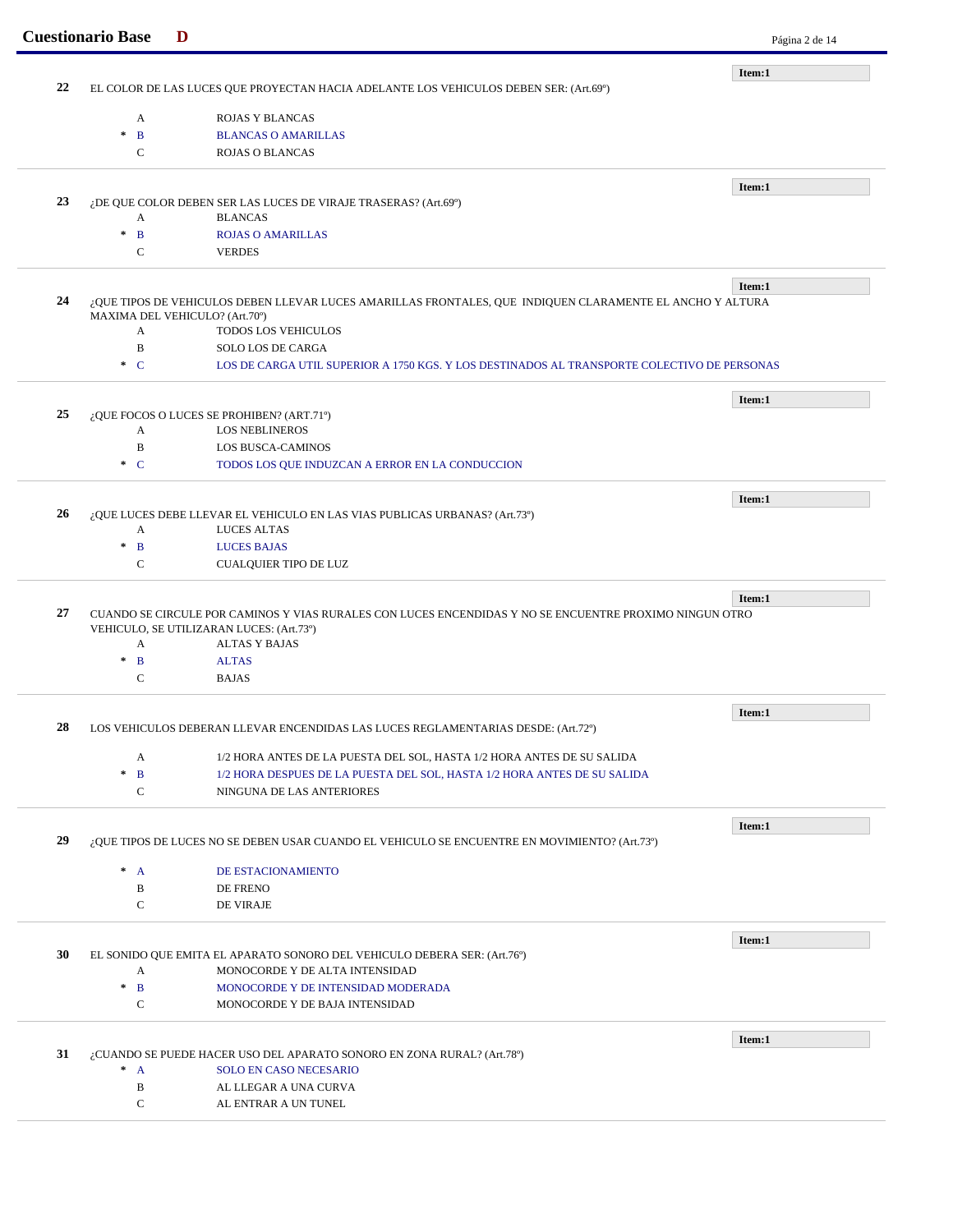**22** EL COLOR DE LAS LUCES QUE PROYECTAN HACIA ADELANTE LOS VEHICULOS DEBEN SER: (Art.69º)

Item:1

- A ROJAS Y BLANCAS
- * B BLANCAS O AMARILLAS
- C ROJAS O BLANCAS

---

**23** ¿DE QUE COLOR DEBEN SER LAS LUCES DE VIRAJE TRASERAS? (Art.69º)

Item:1

- A BLANCAS
- * B ROJAS O AMARILLAS
- C VERDES

---

**24** ¿QUE TIPOS DE VEHICULOS DEBEN LLEVAR LUCES AMARILLAS FRONTALES, QUE INDIQUEN CLARAMENTE EL ANCHO Y ALTURA MAXIMA DEL VEHICULO? (Art.70º)

Item:1

- A TODOS LOS VEHICULOS
- B SOLO LOS DE CARGA
- * C LOS DE CARGA UTIL SUPERIOR A 1750 KGS. Y LOS DESTINADOS AL TRANSPORTE COLECTIVO DE PERSONAS

---

**25** ¿QUE FOCOS O LUCES SE PROHIBEN? (ART.71º)

Item:1

- A LOS NEBLINEROS
- B LOS BUSCA-CAMINOS
- * C TODOS LOS QUE INDUZCAN A ERROR EN LA CONDUCCION

---

**26** ¿QUE LUCES DEBE LLEVAR EL VEHICULO EN LAS VIAS PUBLICAS URBANAS? (Art.73º)

Item:1

- A LUCES ALTAS
- * B LUCES BAJAS
- C CUALQUIER TIPO DE LUZ

---

**27** CUANDO SE CIRCULE POR CAMINOS Y VIAS RURALES CON LUCES ENCENDIDAS Y NO SE ENCUENTRE PROXIMO NINGUN OTRO VEHICULO, SE UTILIZARAN LUCES: (Art.73º)

Item:1

- A ALTAS Y BAJAS
- * B ALTAS
- C BAJAS

---

**28** LOS VEHICULOS DEBERAN LLEVAR ENCENDIDAS LAS LUCES REGLAMENTARIAS DESDE: (Art.72º)

Item:1

- A 1/2 HORA ANTES DE LA PUESTA DEL SOL, HASTA 1/2 HORA ANTES DE SU SALIDA
- * B 1/2 HORA DESPUES DE LA PUESTA DEL SOL, HASTA 1/2 HORA ANTES DE SU SALIDA
- C NINGUNA DE LAS ANTERIORES

---

**29** ¿QUE TIPOS DE LUCES NO SE DEBEN USAR CUANDO EL VEHICULO SE ENCUENTRE EN MOVIMIENTO? (Art.73º)

Item:1

- * A DE ESTACIONAMIENTO
- B DE FRENO
- C DE VIRAJE

---

**30** EL SONIDO QUE EMITA EL APARATO SONORO DEL VEHICULO DEBERA SER: (Art.76º)

Item:1

- A MONOCORDE Y DE ALTA INTENSIDAD
- * B MONOCORDE Y DE INTENSIDAD MODERADA
- C MONOCORDE Y DE BAJA INTENSIDAD

---

**31** ¿CUANDO SE PUEDE HACER USO DEL APARATO SONORO EN ZONA RURAL? (Art.78º)

Item:1

- * A SOLO EN CASO NECESARIO
- B AL LLEGAR A UNA CURVA
- C AL ENTRAR A UN TUNEL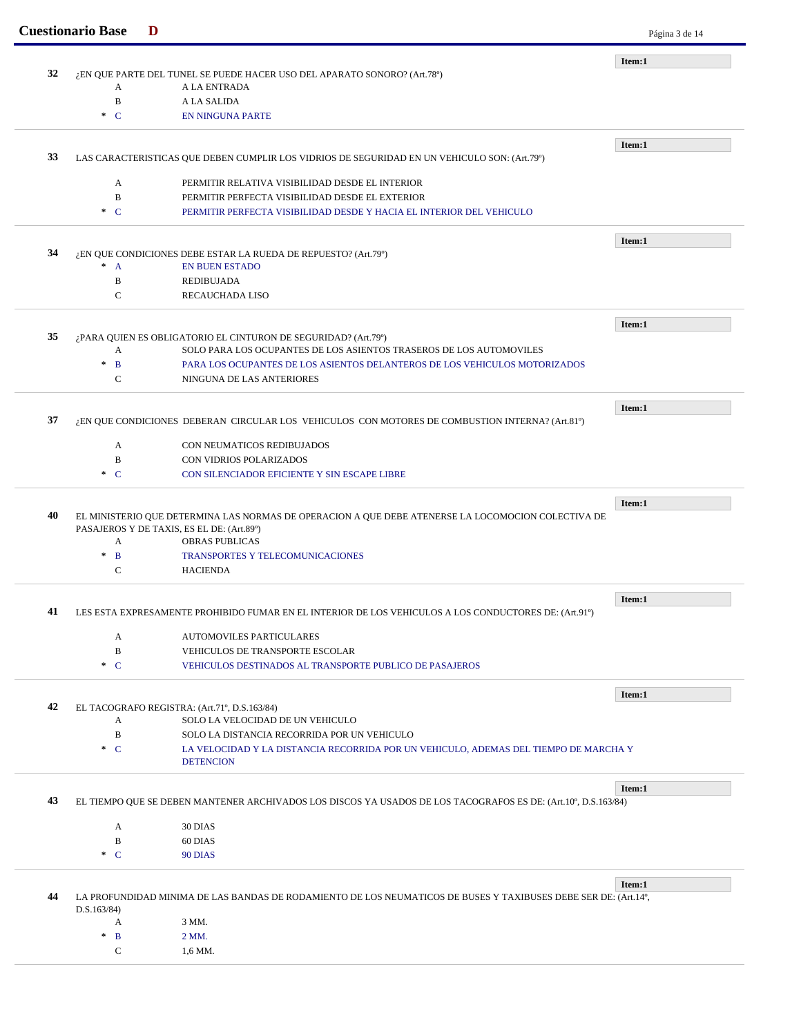**Item:1**

**32** ¿EN QUE PARTE DEL TUNEL SE PUEDE HACER USO DEL APARATO SONORO? (Art.78º)

- A  A LA ENTRADA
- B  A LA SALIDA
- * C  EN NINGUNA PARTE

---

**Item:1**

**33** LAS CARACTERISTICAS QUE DEBEN CUMPLIR LOS VIDRIOS DE SEGURIDAD EN UN VEHICULO SON: (Art.79º)

- A  PERMITIR RELATIVA VISIBILIDAD DESDE EL INTERIOR
- B  PERMITIR PERFECTA VISIBILIDAD DESDE EL EXTERIOR
- * C  PERMITIR PERFECTA VISIBILIDAD DESDE Y HACIA EL INTERIOR DEL VEHICULO

---

**Item:1**

**34** ¿EN QUE CONDICIONES DEBE ESTAR LA RUEDA DE REPUESTO? (Art.79º)

- * A  EN BUEN ESTADO
- B  REDIBUJADA
- C  RECAUCHADA LISO

---

**Item:1**

**35** ¿PARA QUIEN ES OBLIGATORIO EL CINTURON DE SEGURIDAD? (Art.79º)

- A  SOLO PARA LOS OCUPANTES DE LOS ASIENTOS TRASEROS DE LOS AUTOMOVILES
- * B  PARA LOS OCUPANTES DE LOS ASIENTOS DELANTEROS DE LOS VEHICULOS MOTORIZADOS
- C  NINGUNA DE LAS ANTERIORES

---

**Item:1**

**37** ¿EN QUE CONDICIONES DEBERAN CIRCULAR LOS VEHICULOS CON MOTORES DE COMBUSTION INTERNA? (Art.81º)

- A  CON NEUMATICOS REDIBUJADOS
- B  CON VIDRIOS POLARIZADOS
- * C  CON SILENCIADOR EFICIENTE Y SIN ESCAPE LIBRE

---

**Item:1**

**40** EL MINISTERIO QUE DETERMINA LAS NORMAS DE OPERACION A QUE DEBE ATENERSE LA LOCOMOCION COLECTIVA DE PASAJEROS Y DE TAXIS, ES EL DE: (Art.89º)

- A  OBRAS PUBLICAS
- * B  TRANSPORTES Y TELECOMUNICACIONES
- C  HACIENDA

---

**Item:1**

**41** LES ESTA EXPRESAMENTE PROHIBIDO FUMAR EN EL INTERIOR DE LOS VEHICULOS A LOS CONDUCTORES DE: (Art.91º)

- A  AUTOMOVILES PARTICULARES
- B  VEHICULOS DE TRANSPORTE ESCOLAR
- * C  VEHICULOS DESTINADOS AL TRANSPORTE PUBLICO DE PASAJEROS

---

**Item:1**

**42** EL TACOGRAFO REGISTRA: (Art.71º, D.S.163/84)

- A  SOLO LA VELOCIDAD DE UN VEHICULO
- B  SOLO LA DISTANCIA RECORRIDA POR UN VEHICULO
- * C  LA VELOCIDAD Y LA DISTANCIA RECORRIDA POR UN VEHICULO, ADEMAS DEL TIEMPO DE MARCHA Y DETENCION

---

**Item:1**

**43** EL TIEMPO QUE SE DEBEN MANTENER ARCHIVADOS LOS DISCOS YA USADOS DE LOS TACOGRAFOS ES DE: (Art.10º, D.S.163/84)

- A  30 DIAS
- B  60 DIAS
- * C  90 DIAS

---

**Item:1**

**44** LA PROFUNDIDAD MINIMA DE LAS BANDAS DE RODAMIENTO DE LOS NEUMATICOS DE BUSES Y TAXIBUSES DEBE SER DE: (Art.14º, D.S.163/84)

- A  3 MM.
- * B  2 MM.
- C  1,6 MM.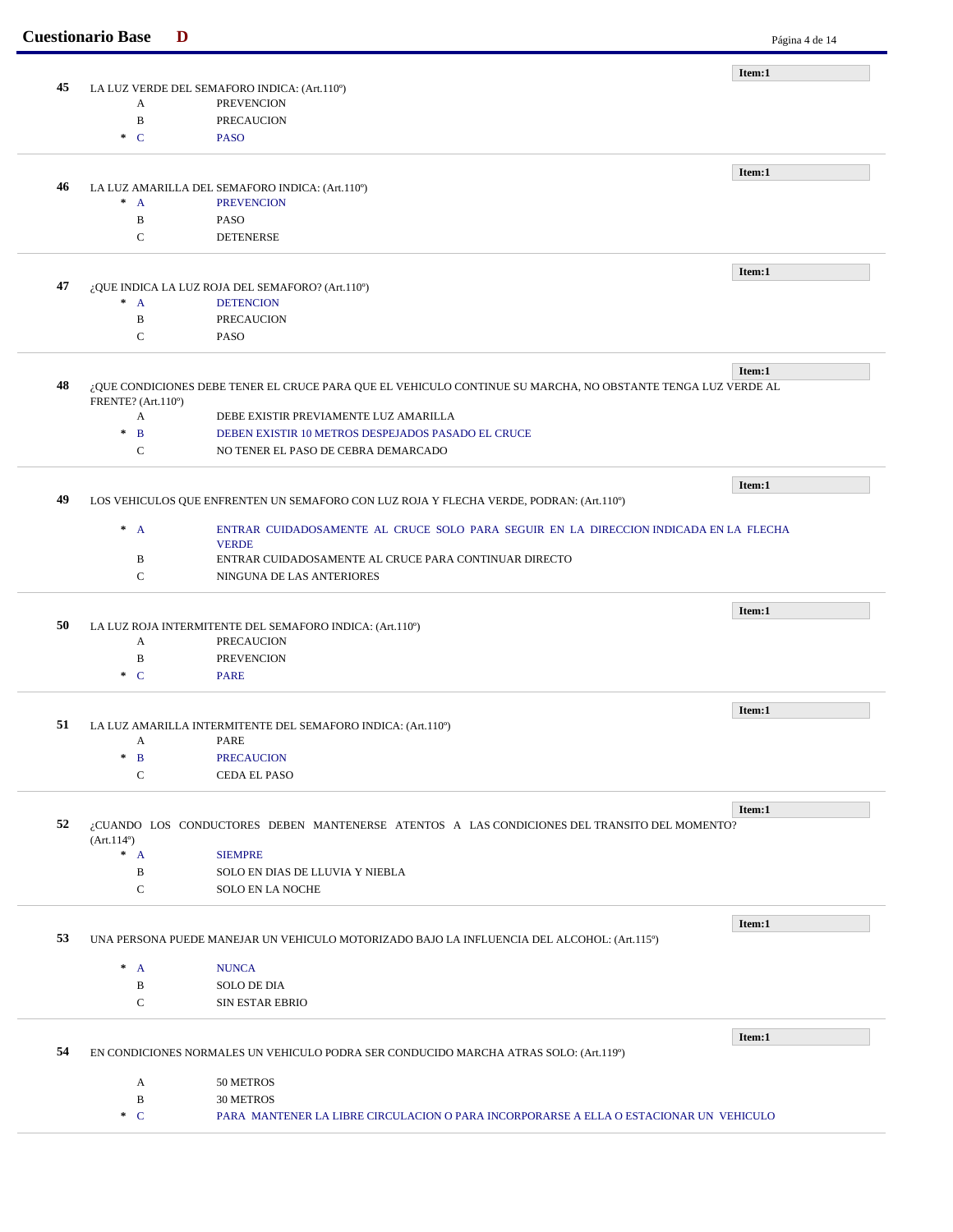**Item:1**

**45** LA LUZ VERDE DEL SEMAFORO INDICA: (Art.110º)

- A PREVENCION
- B PRECAUCION
- * C PASO

---

**Item:1**

**46** LA LUZ AMARILLA DEL SEMAFORO INDICA: (Art.110º)

- * A PREVENCION
- B PASO
- C DETENERSE

---

**Item:1**

**47** ¿QUE INDICA LA LUZ ROJA DEL SEMAFORO? (Art.110º)

- * A DETENCION
- B PRECAUCION
- C PASO

---

**Item:1**

**48** ¿QUE CONDICIONES DEBE TENER EL CRUCE PARA QUE EL VEHICULO CONTINUE SU MARCHA, NO OBSTANTE TENGA LUZ VERDE AL FRENTE? (Art.110º)

- A DEBE EXISTIR PREVIAMENTE LUZ AMARILLA
- * B DEBEN EXISTIR 10 METROS DESPEJADOS PASADO EL CRUCE
- C NO TENER EL PASO DE CEBRA DEMARCADO

---

**Item:1**

**49** LOS VEHICULOS QUE ENFRENTEN UN SEMAFORO CON LUZ ROJA Y FLECHA VERDE, PODRAN: (Art.110º)

- * A ENTRAR CUIDADOSAMENTE AL CRUCE SOLO PARA SEGUIR EN LA DIRECCION INDICADA EN LA FLECHA VERDE
- B ENTRAR CUIDADOSAMENTE AL CRUCE PARA CONTINUAR DIRECTO
- C NINGUNA DE LAS ANTERIORES

---

**Item:1**

**50** LA LUZ ROJA INTERMITENTE DEL SEMAFORO INDICA: (Art.110º)

- A PRECAUCION
- B PREVENCION
- * C PARE

---

**Item:1**

**51** LA LUZ AMARILLA INTERMITENTE DEL SEMAFORO INDICA: (Art.110º)

- A PARE
- * B PRECAUCION
- C CEDA EL PASO

---

**Item:1**

**52** ¿CUANDO LOS CONDUCTORES DEBEN MANTENERSE ATENTOS A LAS CONDICIONES DEL TRANSITO DEL MOMENTO? (Art.114º)

- * A SIEMPRE
- B SOLO EN DIAS DE LLUVIA Y NIEBLA
- C SOLO EN LA NOCHE

---

**Item:1**

**53** UNA PERSONA PUEDE MANEJAR UN VEHICULO MOTORIZADO BAJO LA INFLUENCIA DEL ALCOHOL: (Art.115º)

- * A NUNCA
- B SOLO DE DIA
- C SIN ESTAR EBRIO

---

**Item:1**

**54** EN CONDICIONES NORMALES UN VEHICULO PODRA SER CONDUCIDO MARCHA ATRAS SOLO: (Art.119º)

- A 50 METROS
- B 30 METROS
- * C PARA MANTENER LA LIBRE CIRCULACION O PARA INCORPORARSE A ELLA O ESTACIONAR UN VEHICULO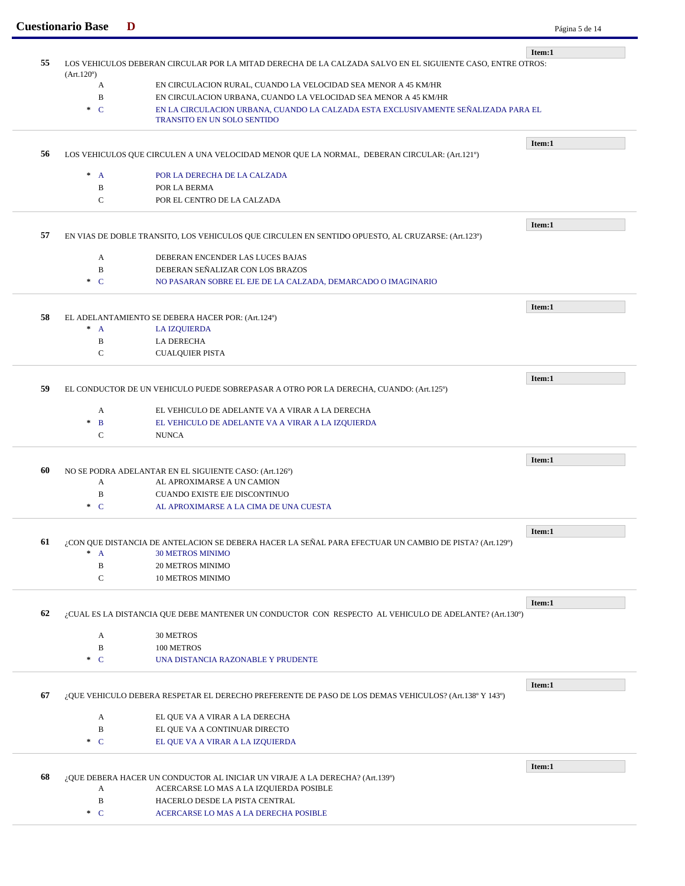**55** LOS VEHICULOS DEBERAN CIRCULAR POR LA MITAD DERECHA DE LA CALZADA SALVO EN EL SIGUIENTE CASO, ENTRE OTROS: (Art.120º)

Item:1

- A EN CIRCULACION RURAL, CUANDO LA VELOCIDAD SEA MENOR A 45 KM/HR
- B EN CIRCULACION URBANA, CUANDO LA VELOCIDAD SEA MENOR A 45 KM/HR
- * C EN LA CIRCULACION URBANA, CUANDO LA CALZADA ESTA EXCLUSIVAMENTE SEÑALIZADA PARA EL TRANSITO EN UN SOLO SENTIDO

---

**56** LOS VEHICULOS QUE CIRCULEN A UNA VELOCIDAD MENOR QUE LA NORMAL, DEBERAN CIRCULAR: (Art.121º)

Item:1

- * A POR LA DERECHA DE LA CALZADA
- B POR LA BERMA
- C POR EL CENTRO DE LA CALZADA

---

**57** EN VIAS DE DOBLE TRANSITO, LOS VEHICULOS QUE CIRCULEN EN SENTIDO OPUESTO, AL CRUZARSE: (Art.123º)

Item:1

- A DEBERAN ENCENDER LAS LUCES BAJAS
- B DEBERAN SEÑALIZAR CON LOS BRAZOS
- * C NO PASARAN SOBRE EL EJE DE LA CALZADA, DEMARCADO O IMAGINARIO

---

**58** EL ADELANTAMIENTO SE DEBERA HACER POR: (Art.124º)

Item:1

- * A LA IZQUIERDA
- B LA DERECHA
- C CUALQUIER PISTA

---

**59** EL CONDUCTOR DE UN VEHICULO PUEDE SOBREPASAR A OTRO POR LA DERECHA, CUANDO: (Art.125º)

Item:1

- A EL VEHICULO DE ADELANTE VA A VIRAR A LA DERECHA
- * B EL VEHICULO DE ADELANTE VA A VIRAR A LA IZQUIERDA
- C NUNCA

---

**60** NO SE PODRA ADELANTAR EN EL SIGUIENTE CASO: (Art.126º)

Item:1

- A AL APROXIMARSE A UN CAMION
- B CUANDO EXISTE EJE DISCONTINUO
- * C AL APROXIMARSE A LA CIMA DE UNA CUESTA

---

**61** ¿CON QUE DISTANCIA DE ANTELACION SE DEBERA HACER LA SEÑAL PARA EFECTUAR UN CAMBIO DE PISTA? (Art.129º)

Item:1

- * A 30 METROS MINIMO
- B 20 METROS MINIMO
- C 10 METROS MINIMO

---

**62** ¿CUAL ES LA DISTANCIA QUE DEBE MANTENER UN CONDUCTOR CON RESPECTO AL VEHICULO DE ADELANTE? (Art.130º)

Item:1

- A 30 METROS
- B 100 METROS
- * C UNA DISTANCIA RAZONABLE Y PRUDENTE

---

**67** ¿QUE VEHICULO DEBERA RESPETAR EL DERECHO PREFERENTE DE PASO DE LOS DEMAS VEHICULOS? (Art.138º Y 143º)

Item:1

- A EL QUE VA A VIRAR A LA DERECHA
- B EL QUE VA A CONTINUAR DIRECTO
- * C EL QUE VA A VIRAR A LA IZQUIERDA

---

**68** ¿QUE DEBERA HACER UN CONDUCTOR AL INICIAR UN VIRAJE A LA DERECHA? (Art.139º)

Item:1

- A ACERCARSE LO MAS A LA IZQUIERDA POSIBLE
- B HACERLO DESDE LA PISTA CENTRAL
- * C ACERCARSE LO MAS A LA DERECHA POSIBLE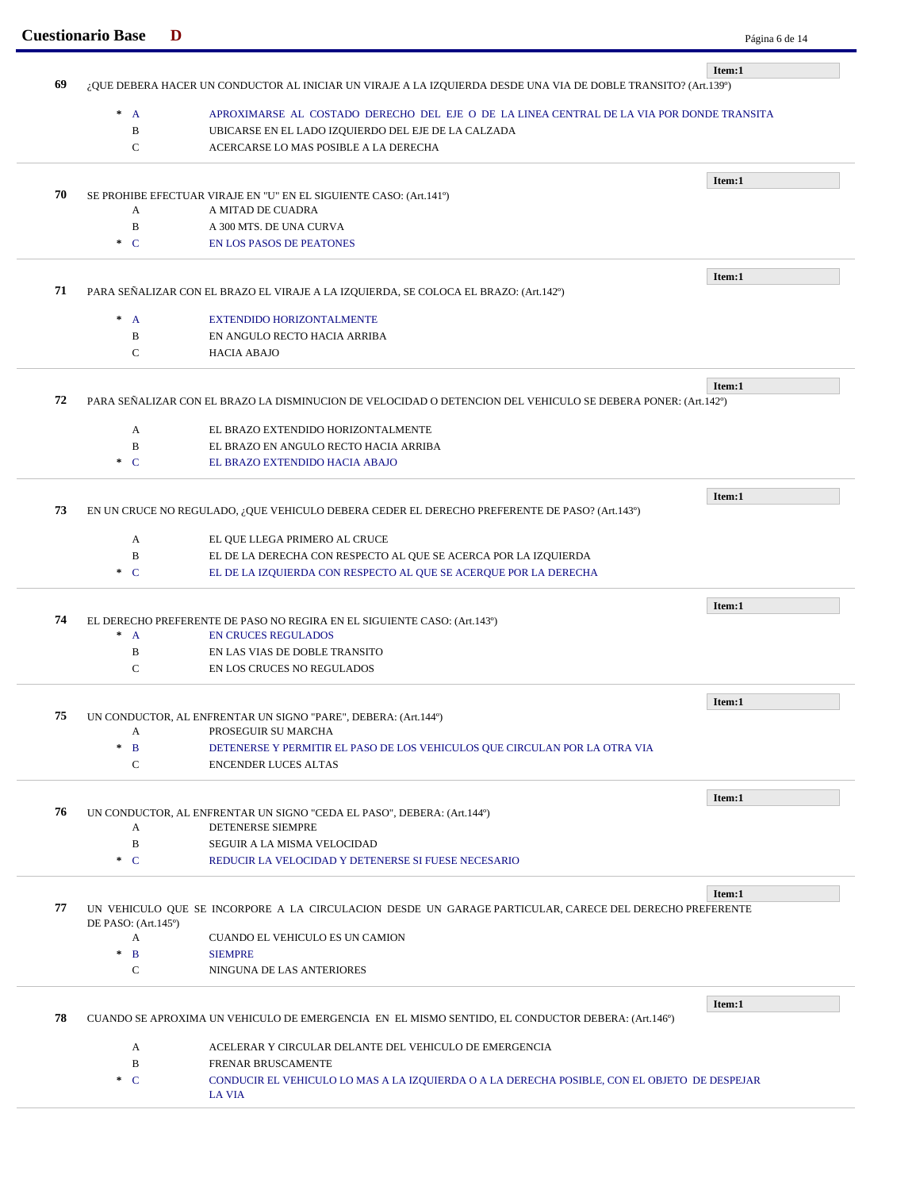**Item:1**

**69** ¿QUE DEBERA HACER UN CONDUCTOR AL INICIAR UN VIRAJE A LA IZQUIERDA DESDE UNA VIA DE DOBLE TRANSITO? (Art.139º)

- \* A — APROXIMARSE AL COSTADO DERECHO DEL EJE O DE LA LINEA CENTRAL DE LA VIA POR DONDE TRANSITA
- B — UBICARSE EN EL LADO IZQUIERDO DEL EJE DE LA CALZADA
- C — ACERCARSE LO MAS POSIBLE A LA DERECHA

---

**Item:1**

**70** SE PROHIBE EFECTUAR VIRAJE EN "U" EN EL SIGUIENTE CASO: (Art.141º)

- A — A MITAD DE CUADRA
- B — A 300 MTS. DE UNA CURVA
- \* C — EN LOS PASOS DE PEATONES

---

**Item:1**

**71** PARA SEÑALIZAR CON EL BRAZO EL VIRAJE A LA IZQUIERDA, SE COLOCA EL BRAZO: (Art.142º)

- \* A — EXTENDIDO HORIZONTALMENTE
- B — EN ANGULO RECTO HACIA ARRIBA
- C — HACIA ABAJO

---

**Item:1**

**72** PARA SEÑALIZAR CON EL BRAZO LA DISMINUCION DE VELOCIDAD O DETENCION DEL VEHICULO SE DEBERA PONER: (Art.142º)

- A — EL BRAZO EXTENDIDO HORIZONTALMENTE
- B — EL BRAZO EN ANGULO RECTO HACIA ARRIBA
- \* C — EL BRAZO EXTENDIDO HACIA ABAJO

---

**Item:1**

**73** EN UN CRUCE NO REGULADO, ¿QUE VEHICULO DEBERA CEDER EL DERECHO PREFERENTE DE PASO? (Art.143º)

- A — EL QUE LLEGA PRIMERO AL CRUCE
- B — EL DE LA DERECHA CON RESPECTO AL QUE SE ACERCA POR LA IZQUIERDA
- \* C — EL DE LA IZQUIERDA CON RESPECTO AL QUE SE ACERQUE POR LA DERECHA

---

**Item:1**

**74** EL DERECHO PREFERENTE DE PASO NO REGIRA EN EL SIGUIENTE CASO: (Art.143º)

- \* A — EN CRUCES REGULADOS
- B — EN LAS VIAS DE DOBLE TRANSITO
- C — EN LOS CRUCES NO REGULADOS

---

**Item:1**

**75** UN CONDUCTOR, AL ENFRENTAR UN SIGNO "PARE", DEBERA: (Art.144º)

- A — PROSEGUIR SU MARCHA
- \* B — DETENERSE Y PERMITIR EL PASO DE LOS VEHICULOS QUE CIRCULAN POR LA OTRA VIA
- C — ENCENDER LUCES ALTAS

---

**Item:1**

**76** UN CONDUCTOR, AL ENFRENTAR UN SIGNO "CEDA EL PASO", DEBERA: (Art.144º)

- A — DETENERSE SIEMPRE
- B — SEGUIR A LA MISMA VELOCIDAD
- \* C — REDUCIR LA VELOCIDAD Y DETENERSE SI FUESE NECESARIO

---

**Item:1**

**77** UN VEHICULO QUE SE INCORPORE A LA CIRCULACION DESDE UN GARAGE PARTICULAR, CARECE DEL DERECHO PREFERENTE DE PASO: (Art.145º)

- A — CUANDO EL VEHICULO ES UN CAMION
- \* B — SIEMPRE
- C — NINGUNA DE LAS ANTERIORES

---

**Item:1**

**78** CUANDO SE APROXIMA UN VEHICULO DE EMERGENCIA EN EL MISMO SENTIDO, EL CONDUCTOR DEBERA: (Art.146º)

- A — ACELERAR Y CIRCULAR DELANTE DEL VEHICULO DE EMERGENCIA
- B — FRENAR BRUSCAMENTE
- \* C — CONDUCIR EL VEHICULO LO MAS A LA IZQUIERDA O A LA DERECHA POSIBLE, CON EL OBJETO DE DESPEJAR LA VIA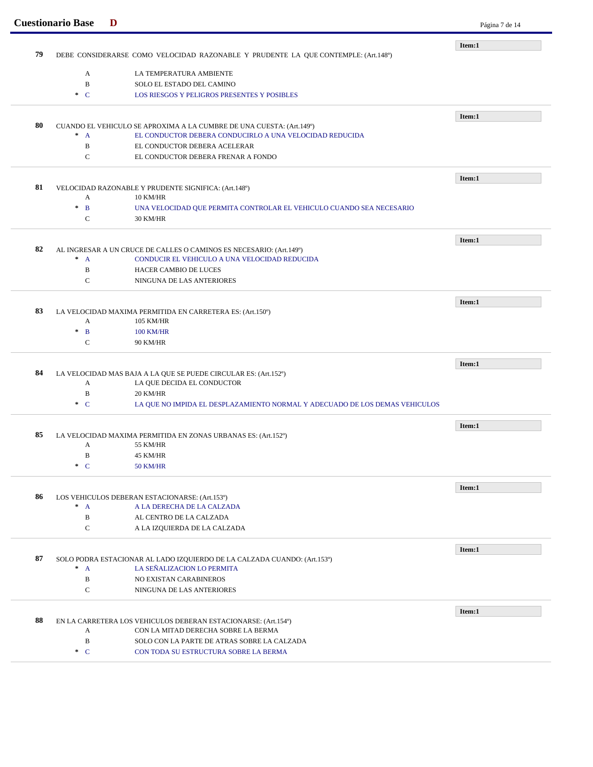**79** DEBE CONSIDERARSE COMO VELOCIDAD RAZONABLE Y PRUDENTE LA QUE CONTEMPLE: (Art.148º)

**Item:1**

- A LA TEMPERATURA AMBIENTE
- B SOLO EL ESTADO DEL CAMINO
- \* C LOS RIESGOS Y PELIGROS PRESENTES Y POSIBLES

---

**80** CUANDO EL VEHICULO SE APROXIMA A LA CUMBRE DE UNA CUESTA: (Art.149º)

**Item:1**

- \* A EL CONDUCTOR DEBERA CONDUCIRLO A UNA VELOCIDAD REDUCIDA
- B EL CONDUCTOR DEBERA ACELERAR
- C EL CONDUCTOR DEBERA FRENAR A FONDO

---

**81** VELOCIDAD RAZONABLE Y PRUDENTE SIGNIFICA: (Art.148º)

**Item:1**

- A 10 KM/HR
- \* B UNA VELOCIDAD QUE PERMITA CONTROLAR EL VEHICULO CUANDO SEA NECESARIO
- C 30 KM/HR

---

**82** AL INGRESAR A UN CRUCE DE CALLES O CAMINOS ES NECESARIO: (Art.149º)

**Item:1**

- \* A CONDUCIR EL VEHICULO A UNA VELOCIDAD REDUCIDA
- B HACER CAMBIO DE LUCES
- C NINGUNA DE LAS ANTERIORES

---

**83** LA VELOCIDAD MAXIMA PERMITIDA EN CARRETERA ES: (Art.150º)

**Item:1**

- A 105 KM/HR
- \* B 100 KM/HR
- C 90 KM/HR

---

**84** LA VELOCIDAD MAS BAJA A LA QUE SE PUEDE CIRCULAR ES: (Art.152º)

**Item:1**

- A LA QUE DECIDA EL CONDUCTOR
- B 20 KM/HR
- \* C LA QUE NO IMPIDA EL DESPLAZAMIENTO NORMAL Y ADECUADO DE LOS DEMAS VEHICULOS

---

**85** LA VELOCIDAD MAXIMA PERMITIDA EN ZONAS URBANAS ES: (Art.152º)

**Item:1**

- A 55 KM/HR
- B 45 KM/HR
- \* C 50 KM/HR

---

**86** LOS VEHICULOS DEBERAN ESTACIONARSE: (Art.153º)

**Item:1**

- \* A A LA DERECHA DE LA CALZADA
- B AL CENTRO DE LA CALZADA
- C A LA IZQUIERDA DE LA CALZADA

---

**87** SOLO PODRA ESTACIONAR AL LADO IZQUIERDO DE LA CALZADA CUANDO: (Art.153º)

**Item:1**

- \* A LA SEÑALIZACION LO PERMITA
- B NO EXISTAN CARABINEROS
- C NINGUNA DE LAS ANTERIORES

---

**88** EN LA CARRETERA LOS VEHICULOS DEBERAN ESTACIONARSE: (Art.154º)

**Item:1**

- A CON LA MITAD DERECHA SOBRE LA BERMA
- B SOLO CON LA PARTE DE ATRAS SOBRE LA CALZADA
- \* C CON TODA SU ESTRUCTURA SOBRE LA BERMA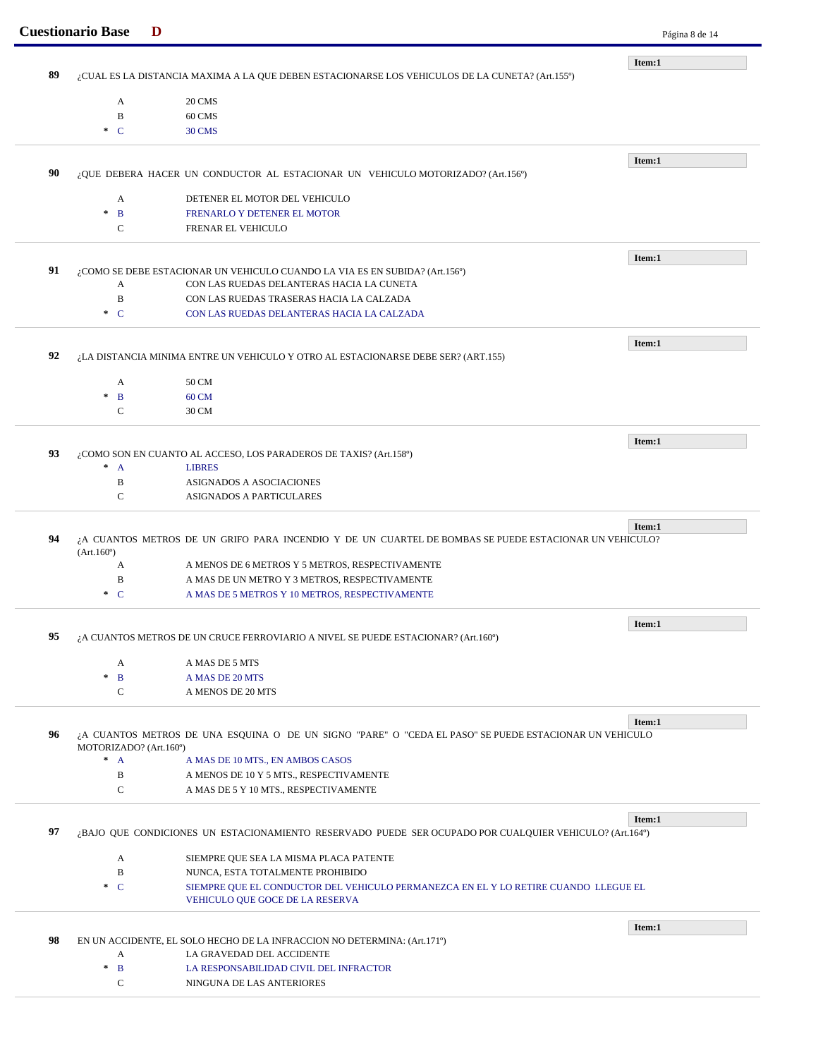**89** ¿CUAL ES LA DISTANCIA MAXIMA A LA QUE DEBEN ESTACIONARSE LOS VEHICULOS DE LA CUNETA? (Art.155º)

Item:1

- A 20 CMS
- B 60 CMS
- * C 30 CMS

---

**90** ¿QUE DEBERA HACER UN CONDUCTOR AL ESTACIONAR UN VEHICULO MOTORIZADO? (Art.156º)

Item:1

- A DETENER EL MOTOR DEL VEHICULO
- * B FRENARLO Y DETENER EL MOTOR
- C FRENAR EL VEHICULO

---

**91** ¿COMO SE DEBE ESTACIONAR UN VEHICULO CUANDO LA VIA ES EN SUBIDA? (Art.156º)

Item:1

- A CON LAS RUEDAS DELANTERAS HACIA LA CUNETA
- B CON LAS RUEDAS TRASERAS HACIA LA CALZADA
- * C CON LAS RUEDAS DELANTERAS HACIA LA CALZADA

---

**92** ¿LA DISTANCIA MINIMA ENTRE UN VEHICULO Y OTRO AL ESTACIONARSE DEBE SER? (ART.155)

Item:1

- A 50 CM
- * B 60 CM
- C 30 CM

---

**93** ¿COMO SON EN CUANTO AL ACCESO, LOS PARADEROS DE TAXIS? (Art.158º)

Item:1

- * A LIBRES
- B ASIGNADOS A ASOCIACIONES
- C ASIGNADOS A PARTICULARES

---

**94** ¿A CUANTOS METROS DE UN GRIFO PARA INCENDIO Y DE UN CUARTEL DE BOMBAS SE PUEDE ESTACIONAR UN VEHICULO? (Art.160º)

Item:1

- A A MENOS DE 6 METROS Y 5 METROS, RESPECTIVAMENTE
- B A MAS DE UN METRO Y 3 METROS, RESPECTIVAMENTE
- * C A MAS DE 5 METROS Y 10 METROS, RESPECTIVAMENTE

---

**95** ¿A CUANTOS METROS DE UN CRUCE FERROVIARIO A NIVEL SE PUEDE ESTACIONAR? (Art.160º)

Item:1

- A A MAS DE 5 MTS
- * B A MAS DE 20 MTS
- C A MENOS DE 20 MTS

---

**96** ¿A CUANTOS METROS DE UNA ESQUINA O DE UN SIGNO "PARE" O "CEDA EL PASO" SE PUEDE ESTACIONAR UN VEHICULO MOTORIZADO? (Art.160º)

Item:1

- * A A MAS DE 10 MTS., EN AMBOS CASOS
- B A MENOS DE 10 Y 5 MTS., RESPECTIVAMENTE
- C A MAS DE 5 Y 10 MTS., RESPECTIVAMENTE

---

**97** ¿BAJO QUE CONDICIONES UN ESTACIONAMIENTO RESERVADO PUEDE SER OCUPADO POR CUALQUIER VEHICULO? (Art.164º)

Item:1

- A SIEMPRE QUE SEA LA MISMA PLACA PATENTE
- B NUNCA, ESTA TOTALMENTE PROHIBIDO
- * C SIEMPRE QUE EL CONDUCTOR DEL VEHICULO PERMANEZCA EN EL Y LO RETIRE CUANDO LLEGUE EL VEHICULO QUE GOCE DE LA RESERVA

---

**98** EN UN ACCIDENTE, EL SOLO HECHO DE LA INFRACCION NO DETERMINA: (Art.171º)

Item:1

- A LA GRAVEDAD DEL ACCIDENTE
- * B LA RESPONSABILIDAD CIVIL DEL INFRACTOR
- C NINGUNA DE LAS ANTERIORES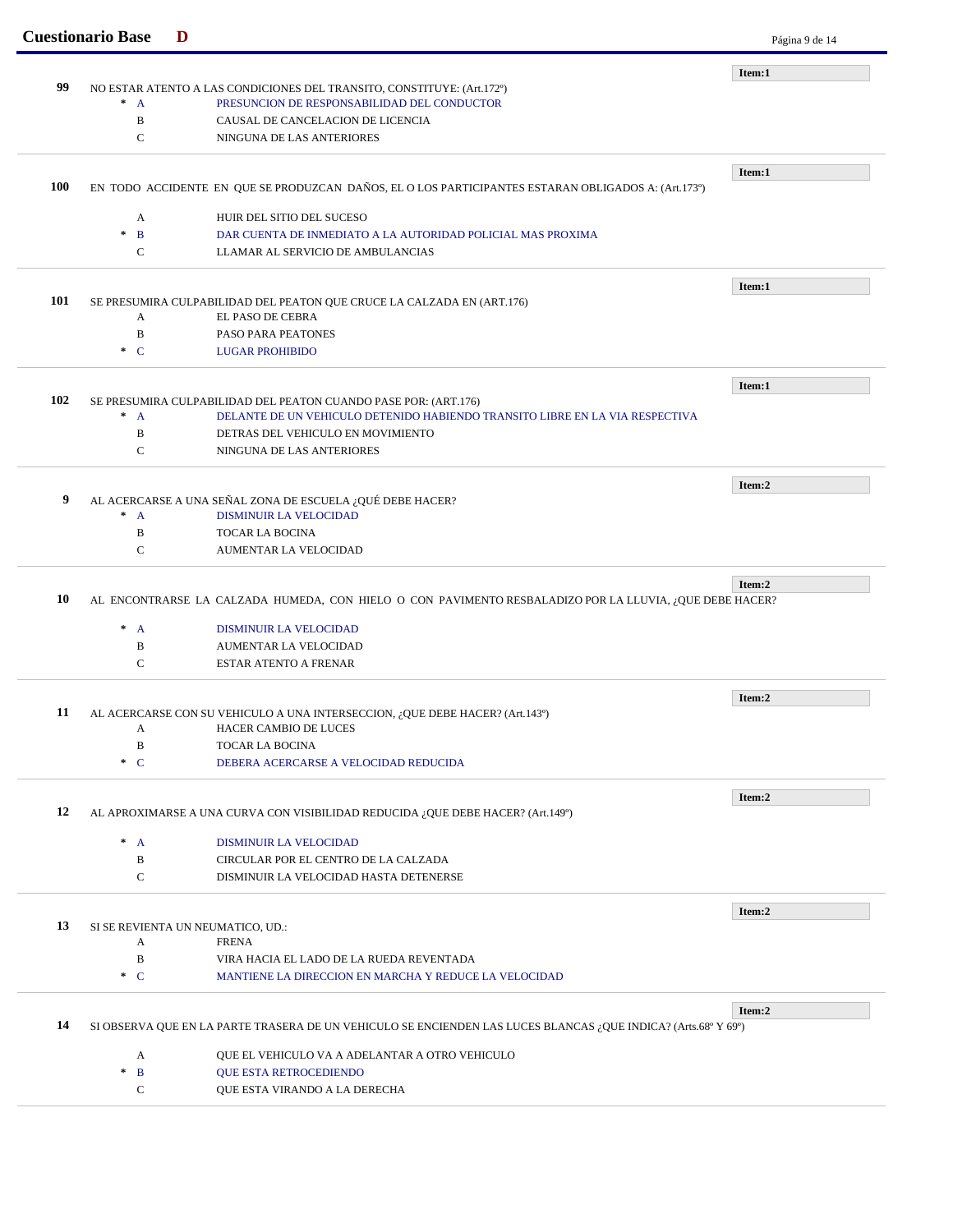**Item:1**

**99** NO ESTAR ATENTO A LAS CONDICIONES DEL TRANSITO, CONSTITUYE: (Art.172º)

- * A PRESUNCION DE RESPONSABILIDAD DEL CONDUCTOR
- B CAUSAL DE CANCELACION DE LICENCIA
- C NINGUNA DE LAS ANTERIORES

---

**Item:1**

**100** EN TODO ACCIDENTE EN QUE SE PRODUZCAN DAÑOS, EL O LOS PARTICIPANTES ESTARAN OBLIGADOS A: (Art.173º)

- A HUIR DEL SITIO DEL SUCESO
- * B DAR CUENTA DE INMEDIATO A LA AUTORIDAD POLICIAL MAS PROXIMA
- C LLAMAR AL SERVICIO DE AMBULANCIAS

---

**Item:1**

**101** SE PRESUMIRA CULPABILIDAD DEL PEATON QUE CRUCE LA CALZADA EN (ART.176)

- A EL PASO DE CEBRA
- B PASO PARA PEATONES
- * C LUGAR PROHIBIDO

---

**Item:1**

**102** SE PRESUMIRA CULPABILIDAD DEL PEATON CUANDO PASE POR: (ART.176)

- * A DELANTE DE UN VEHICULO DETENIDO HABIENDO TRANSITO LIBRE EN LA VIA RESPECTIVA
- B DETRAS DEL VEHICULO EN MOVIMIENTO
- C NINGUNA DE LAS ANTERIORES

---

**Item:2**

**9** AL ACERCARSE A UNA SEÑAL ZONA DE ESCUELA ¿QUÉ DEBE HACER?

- * A DISMINUIR LA VELOCIDAD
- B TOCAR LA BOCINA
- C AUMENTAR LA VELOCIDAD

---

**Item:2**

**10** AL ENCONTRARSE LA CALZADA HUMEDA, CON HIELO O CON PAVIMENTO RESBALADIZO POR LA LLUVIA, ¿QUE DEBE HACER?

- * A DISMINUIR LA VELOCIDAD
- B AUMENTAR LA VELOCIDAD
- C ESTAR ATENTO A FRENAR

---

**Item:2**

**11** AL ACERCARSE CON SU VEHICULO A UNA INTERSECCION, ¿QUE DEBE HACER? (Art.143º)

- A HACER CAMBIO DE LUCES
- B TOCAR LA BOCINA
- * C DEBERA ACERCARSE A VELOCIDAD REDUCIDA

---

**Item:2**

**12** AL APROXIMARSE A UNA CURVA CON VISIBILIDAD REDUCIDA ¿QUE DEBE HACER? (Art.149º)

- * A DISMINUIR LA VELOCIDAD
- B CIRCULAR POR EL CENTRO DE LA CALZADA
- C DISMINUIR LA VELOCIDAD HASTA DETENERSE

---

**Item:2**

**13** SI SE REVIENTA UN NEUMATICO, UD.:

- A FRENA
- B VIRA HACIA EL LADO DE LA RUEDA REVENTADA
- * C MANTIENE LA DIRECCION EN MARCHA Y REDUCE LA VELOCIDAD

---

**Item:2**

**14** SI OBSERVA QUE EN LA PARTE TRASERA DE UN VEHICULO SE ENCIENDEN LAS LUCES BLANCAS ¿QUE INDICA? (Arts.68º Y 69º)

- A QUE EL VEHICULO VA A ADELANTAR A OTRO VEHICULO
- * B QUE ESTA RETROCEDIENDO
- C QUE ESTA VIRANDO A LA DERECHA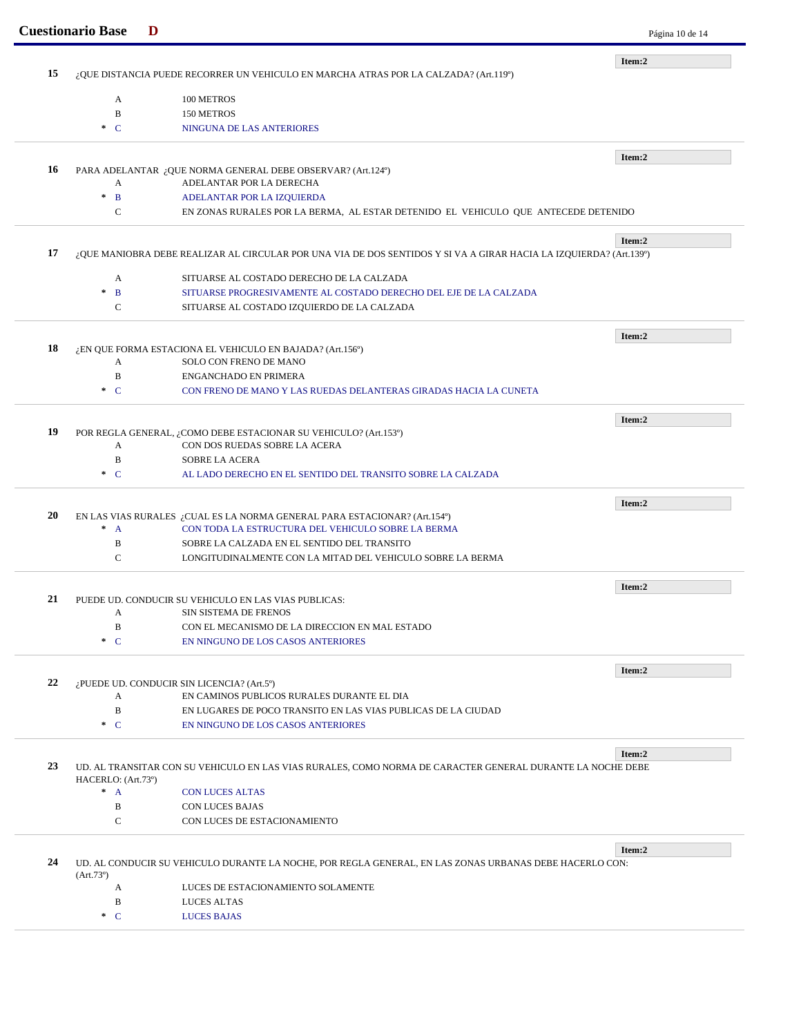**Item:2**

**15** ¿QUE DISTANCIA PUEDE RECORRER UN VEHICULO EN MARCHA ATRAS POR LA CALZADA? (Art.119º)

- A 100 METROS
- B 150 METROS
- * C NINGUNA DE LAS ANTERIORES

---

**Item:2**

**16** PARA ADELANTAR ¿QUE NORMA GENERAL DEBE OBSERVAR? (Art.124º)

- A ADELANTAR POR LA DERECHA
- * B ADELANTAR POR LA IZQUIERDA
- C EN ZONAS RURALES POR LA BERMA, AL ESTAR DETENIDO EL VEHICULO QUE ANTECEDE DETENIDO

---

**Item:2**

**17** ¿QUE MANIOBRA DEBE REALIZAR AL CIRCULAR POR UNA VIA DE DOS SENTIDOS Y SI VA A GIRAR HACIA LA IZQUIERDA? (Art.139º)

- A SITUARSE AL COSTADO DERECHO DE LA CALZADA
- * B SITUARSE PROGRESIVAMENTE AL COSTADO DERECHO DEL EJE DE LA CALZADA
- C SITUARSE AL COSTADO IZQUIERDO DE LA CALZADA

---

**Item:2**

**18** ¿EN QUE FORMA ESTACIONA EL VEHICULO EN BAJADA? (Art.156º)

- A SOLO CON FRENO DE MANO
- B ENGANCHADO EN PRIMERA
- * C CON FRENO DE MANO Y LAS RUEDAS DELANTERAS GIRADAS HACIA LA CUNETA

---

**Item:2**

**19** POR REGLA GENERAL, ¿COMO DEBE ESTACIONAR SU VEHICULO? (Art.153º)

- A CON DOS RUEDAS SOBRE LA ACERA
- B SOBRE LA ACERA
- * C AL LADO DERECHO EN EL SENTIDO DEL TRANSITO SOBRE LA CALZADA

---

**Item:2**

**20** EN LAS VIAS RURALES ¿CUAL ES LA NORMA GENERAL PARA ESTACIONAR? (Art.154º)

- * A CON TODA LA ESTRUCTURA DEL VEHICULO SOBRE LA BERMA
- B SOBRE LA CALZADA EN EL SENTIDO DEL TRANSITO
- C LONGITUDINALMENTE CON LA MITAD DEL VEHICULO SOBRE LA BERMA

---

**Item:2**

**21** PUEDE UD. CONDUCIR SU VEHICULO EN LAS VIAS PUBLICAS:

- A SIN SISTEMA DE FRENOS
- B CON EL MECANISMO DE LA DIRECCION EN MAL ESTADO
- * C EN NINGUNO DE LOS CASOS ANTERIORES

---

**Item:2**

**22** ¿PUEDE UD. CONDUCIR SIN LICENCIA? (Art.5º)

- A EN CAMINOS PUBLICOS RURALES DURANTE EL DIA
- B EN LUGARES DE POCO TRANSITO EN LAS VIAS PUBLICAS DE LA CIUDAD
- * C EN NINGUNO DE LOS CASOS ANTERIORES

---

**Item:2**

**23** UD. AL TRANSITAR CON SU VEHICULO EN LAS VIAS RURALES, COMO NORMA DE CARACTER GENERAL DURANTE LA NOCHE DEBE HACERLO: (Art.73º)

- * A CON LUCES ALTAS
- B CON LUCES BAJAS
- C CON LUCES DE ESTACIONAMIENTO

---

**Item:2**

**24** UD. AL CONDUCIR SU VEHICULO DURANTE LA NOCHE, POR REGLA GENERAL, EN LAS ZONAS URBANAS DEBE HACERLO CON: (Art.73º)

- A LUCES DE ESTACIONAMIENTO SOLAMENTE
- B LUCES ALTAS
- * C LUCES BAJAS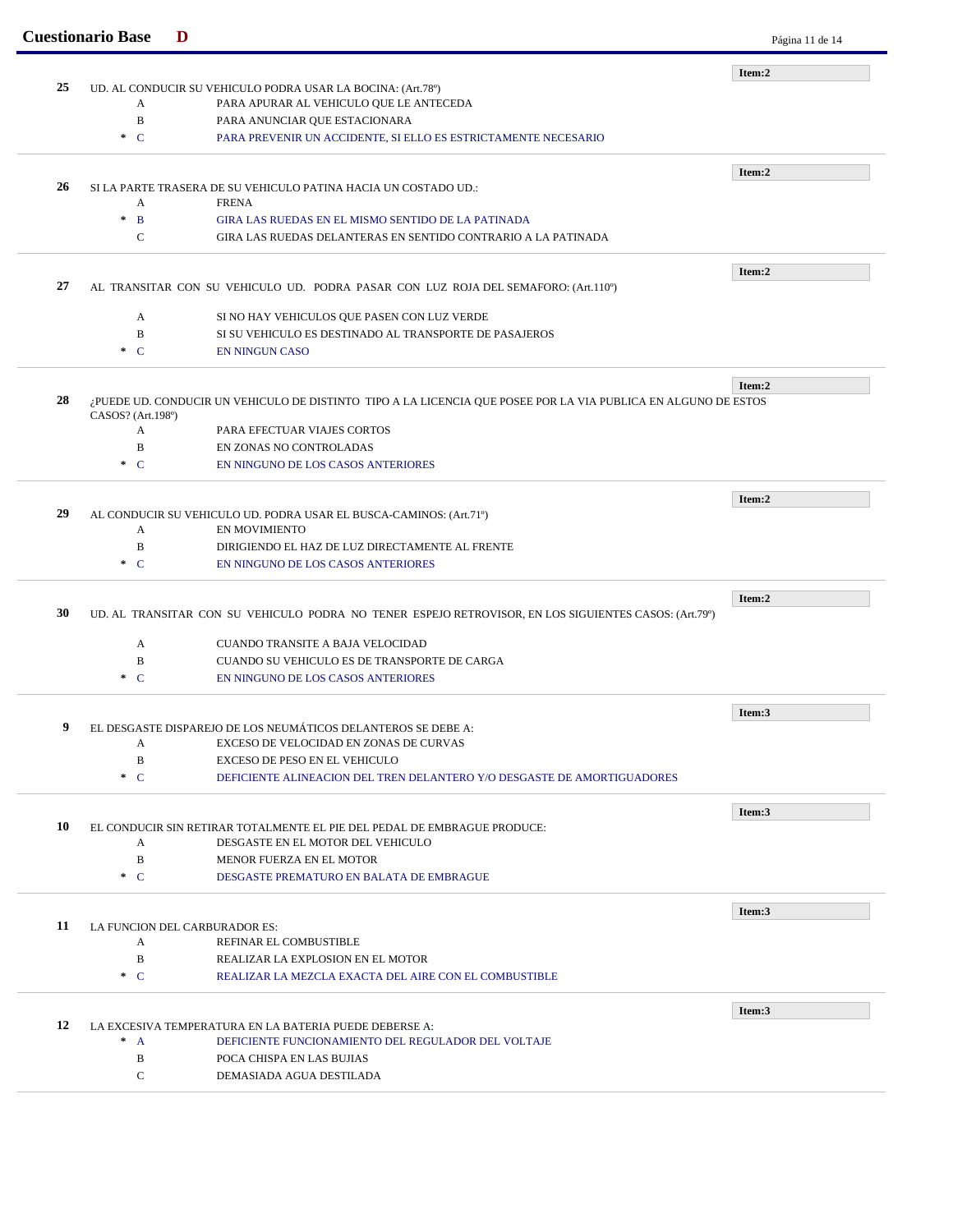**Item:2**

**25** UD. AL CONDUCIR SU VEHICULO PODRA USAR LA BOCINA: (Art.78º)

- A PARA APURAR AL VEHICULO QUE LE ANTECEDA
- B PARA ANUNCIAR QUE ESTACIONARA
- * C PARA PREVENIR UN ACCIDENTE, SI ELLO ES ESTRICTAMENTE NECESARIO

---

**Item:2**

**26** SI LA PARTE TRASERA DE SU VEHICULO PATINA HACIA UN COSTADO UD.:

- A FRENA
- * B GIRA LAS RUEDAS EN EL MISMO SENTIDO DE LA PATINADA
- C GIRA LAS RUEDAS DELANTERAS EN SENTIDO CONTRARIO A LA PATINADA

---

**Item:2**

**27** AL TRANSITAR CON SU VEHICULO UD. PODRA PASAR CON LUZ ROJA DEL SEMAFORO: (Art.110º)

- A SI NO HAY VEHICULOS QUE PASEN CON LUZ VERDE
- B SI SU VEHICULO ES DESTINADO AL TRANSPORTE DE PASAJEROS
- * C EN NINGUN CASO

---

**Item:2**

**28** ¿PUEDE UD. CONDUCIR UN VEHICULO DE DISTINTO TIPO A LA LICENCIA QUE POSEE POR LA VIA PUBLICA EN ALGUNO DE ESTOS CASOS? (Art.198º)

- A PARA EFECTUAR VIAJES CORTOS
- B EN ZONAS NO CONTROLADAS
- * C EN NINGUNO DE LOS CASOS ANTERIORES

---

**Item:2**

**29** AL CONDUCIR SU VEHICULO UD. PODRA USAR EL BUSCA-CAMINOS: (Art.71º)

- A EN MOVIMIENTO
- B DIRIGIENDO EL HAZ DE LUZ DIRECTAMENTE AL FRENTE
- * C EN NINGUNO DE LOS CASOS ANTERIORES

---

**Item:2**

**30** UD. AL TRANSITAR CON SU VEHICULO PODRA NO TENER ESPEJO RETROVISOR, EN LOS SIGUIENTES CASOS: (Art.79º)

- A CUANDO TRANSITE A BAJA VELOCIDAD
- B CUANDO SU VEHICULO ES DE TRANSPORTE DE CARGA
- * C EN NINGUNO DE LOS CASOS ANTERIORES

---

**Item:3**

**9** EL DESGASTE DISPAREJO DE LOS NEUMÁTICOS DELANTEROS SE DEBE A:

- A EXCESO DE VELOCIDAD EN ZONAS DE CURVAS
- B EXCESO DE PESO EN EL VEHICULO
- * C DEFICIENTE ALINEACION DEL TREN DELANTERO Y/O DESGASTE DE AMORTIGUADORES

---

**Item:3**

**10** EL CONDUCIR SIN RETIRAR TOTALMENTE EL PIE DEL PEDAL DE EMBRAGUE PRODUCE:

- A DESGASTE EN EL MOTOR DEL VEHICULO
- B MENOR FUERZA EN EL MOTOR
- * C DESGASTE PREMATURO EN BALATA DE EMBRAGUE

---

**Item:3**

**11** LA FUNCION DEL CARBURADOR ES:

- A REFINAR EL COMBUSTIBLE
- B REALIZAR LA EXPLOSION EN EL MOTOR
- * C REALIZAR LA MEZCLA EXACTA DEL AIRE CON EL COMBUSTIBLE

---

**Item:3**

**12** LA EXCESIVA TEMPERATURA EN LA BATERIA PUEDE DEBERSE A:

- * A DEFICIENTE FUNCIONAMIENTO DEL REGULADOR DEL VOLTAJE
- B POCA CHISPA EN LAS BUJIAS
- C DEMASIADA AGUA DESTILADA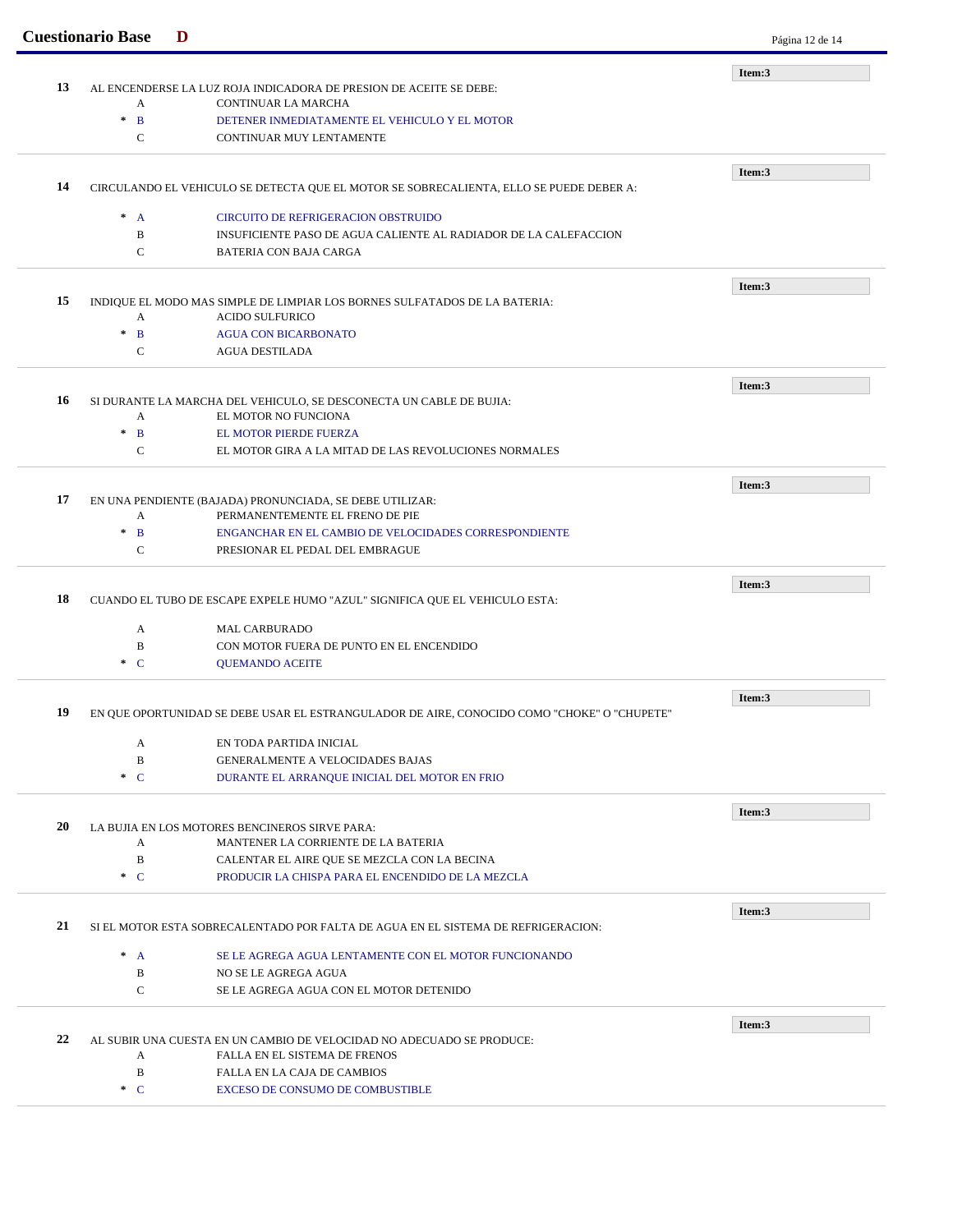**Item:3**

**13** AL ENCENDERSE LA LUZ ROJA INDICADORA DE PRESION DE ACEITE SE DEBE:

- A CONTINUAR LA MARCHA
- \* B DETENER INMEDIATAMENTE EL VEHICULO Y EL MOTOR
- C CONTINUAR MUY LENTAMENTE

---

**Item:3**

**14** CIRCULANDO EL VEHICULO SE DETECTA QUE EL MOTOR SE SOBRECALIENTA, ELLO SE PUEDE DEBER A:

- \* A CIRCUITO DE REFRIGERACION OBSTRUIDO
- B INSUFICIENTE PASO DE AGUA CALIENTE AL RADIADOR DE LA CALEFACCION
- C BATERIA CON BAJA CARGA

---

**Item:3**

**15** INDIQUE EL MODO MAS SIMPLE DE LIMPIAR LOS BORNES SULFATADOS DE LA BATERIA:

- A ACIDO SULFURICO
- \* B AGUA CON BICARBONATO
- C AGUA DESTILADA

---

**Item:3**

**16** SI DURANTE LA MARCHA DEL VEHICULO, SE DESCONECTA UN CABLE DE BUJIA:

- A EL MOTOR NO FUNCIONA
- \* B EL MOTOR PIERDE FUERZA
- C EL MOTOR GIRA A LA MITAD DE LAS REVOLUCIONES NORMALES

---

**Item:3**

**17** EN UNA PENDIENTE (BAJADA) PRONUNCIADA, SE DEBE UTILIZAR:

- A PERMANENTEMENTE EL FRENO DE PIE
- \* B ENGANCHAR EN EL CAMBIO DE VELOCIDADES CORRESPONDIENTE
- C PRESIONAR EL PEDAL DEL EMBRAGUE

---

**Item:3**

**18** CUANDO EL TUBO DE ESCAPE EXPELE HUMO "AZUL" SIGNIFICA QUE EL VEHICULO ESTA:

- A MAL CARBURADO
- B CON MOTOR FUERA DE PUNTO EN EL ENCENDIDO
- \* C QUEMANDO ACEITE

---

**Item:3**

**19** EN QUE OPORTUNIDAD SE DEBE USAR EL ESTRANGULADOR DE AIRE, CONOCIDO COMO "CHOKE" O "CHUPETE"

- A EN TODA PARTIDA INICIAL
- B GENERALMENTE A VELOCIDADES BAJAS
- \* C DURANTE EL ARRANQUE INICIAL DEL MOTOR EN FRIO

---

**Item:3**

**20** LA BUJIA EN LOS MOTORES BENCINEROS SIRVE PARA:

- A MANTENER LA CORRIENTE DE LA BATERIA
- B CALENTAR EL AIRE QUE SE MEZCLA CON LA BECINA
- \* C PRODUCIR LA CHISPA PARA EL ENCENDIDO DE LA MEZCLA

---

**Item:3**

**21** SI EL MOTOR ESTA SOBRECALENTADO POR FALTA DE AGUA EN EL SISTEMA DE REFRIGERACION:

- \* A SE LE AGREGA AGUA LENTAMENTE CON EL MOTOR FUNCIONANDO
- B NO SE LE AGREGA AGUA
- C SE LE AGREGA AGUA CON EL MOTOR DETENIDO

---

**Item:3**

**22** AL SUBIR UNA CUESTA EN UN CAMBIO DE VELOCIDAD NO ADECUADO SE PRODUCE:

- A FALLA EN EL SISTEMA DE FRENOS
- B FALLA EN LA CAJA DE CAMBIOS
- \* C EXCESO DE CONSUMO DE COMBUSTIBLE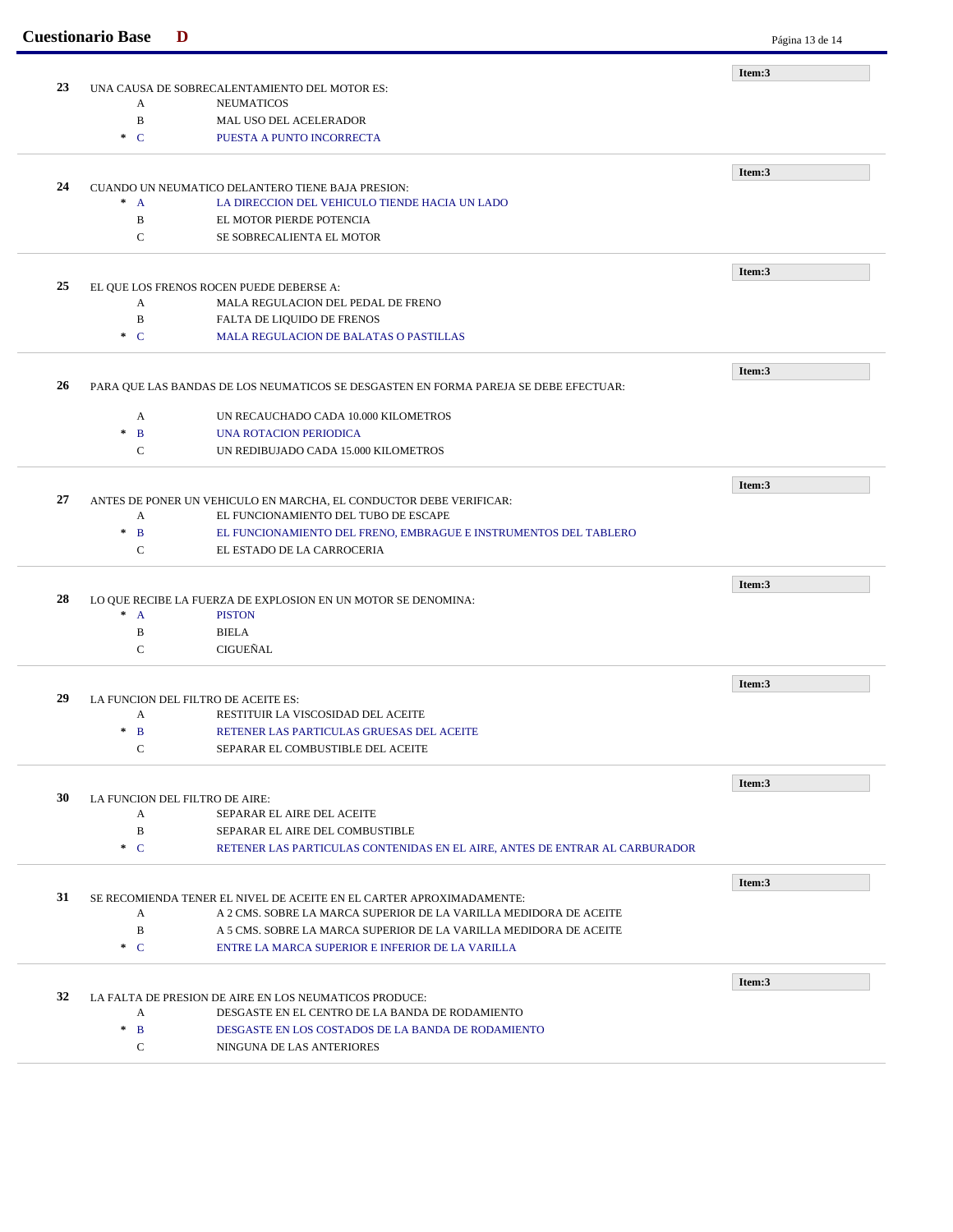**Item:3**

**23** UNA CAUSA DE SOBRECALENTAMIENTO DEL MOTOR ES:

- A NEUMATICOS
- B MAL USO DEL ACELERADOR
- * C PUESTA A PUNTO INCORRECTA

---

**Item:3**

**24** CUANDO UN NEUMATICO DELANTERO TIENE BAJA PRESION:

- * A LA DIRECCION DEL VEHICULO TIENDE HACIA UN LADO
- B EL MOTOR PIERDE POTENCIA
- C SE SOBRECALIENTA EL MOTOR

---

**Item:3**

**25** EL QUE LOS FRENOS ROCEN PUEDE DEBERSE A:

- A MALA REGULACION DEL PEDAL DE FRENO
- B FALTA DE LIQUIDO DE FRENOS
- * C MALA REGULACION DE BALATAS O PASTILLAS

---

**Item:3**

**26** PARA QUE LAS BANDAS DE LOS NEUMATICOS SE DESGASTEN EN FORMA PAREJA SE DEBE EFECTUAR:

- A UN RECAUCHADO CADA 10.000 KILOMETROS
- * B UNA ROTACION PERIODICA
- C UN REDIBUJADO CADA 15.000 KILOMETROS

---

**Item:3**

**27** ANTES DE PONER UN VEHICULO EN MARCHA, EL CONDUCTOR DEBE VERIFICAR:

- A EL FUNCIONAMIENTO DEL TUBO DE ESCAPE
- * B EL FUNCIONAMIENTO DEL FRENO, EMBRAGUE E INSTRUMENTOS DEL TABLERO
- C EL ESTADO DE LA CARROCERIA

---

**Item:3**

**28** LO QUE RECIBE LA FUERZA DE EXPLOSION EN UN MOTOR SE DENOMINA:

- * A PISTON
- B BIELA
- C CIGUEÑAL

---

**Item:3**

**29** LA FUNCION DEL FILTRO DE ACEITE ES:

- A RESTITUIR LA VISCOSIDAD DEL ACEITE
- * B RETENER LAS PARTICULAS GRUESAS DEL ACEITE
- C SEPARAR EL COMBUSTIBLE DEL ACEITE

---

**Item:3**

**30** LA FUNCION DEL FILTRO DE AIRE:

- A SEPARAR EL AIRE DEL ACEITE
- B SEPARAR EL AIRE DEL COMBUSTIBLE
- * C RETENER LAS PARTICULAS CONTENIDAS EN EL AIRE, ANTES DE ENTRAR AL CARBURADOR

---

**Item:3**

**31** SE RECOMIENDA TENER EL NIVEL DE ACEITE EN EL CARTER APROXIMADAMENTE:

- A A 2 CMS. SOBRE LA MARCA SUPERIOR DE LA VARILLA MEDIDORA DE ACEITE
- B A 5 CMS. SOBRE LA MARCA SUPERIOR DE LA VARILLA MEDIDORA DE ACEITE
- * C ENTRE LA MARCA SUPERIOR E INFERIOR DE LA VARILLA

---

**Item:3**

**32** LA FALTA DE PRESION DE AIRE EN LOS NEUMATICOS PRODUCE:

- A DESGASTE EN EL CENTRO DE LA BANDA DE RODAMIENTO
- * B DESGASTE EN LOS COSTADOS DE LA BANDA DE RODAMIENTO
- C NINGUNA DE LAS ANTERIORES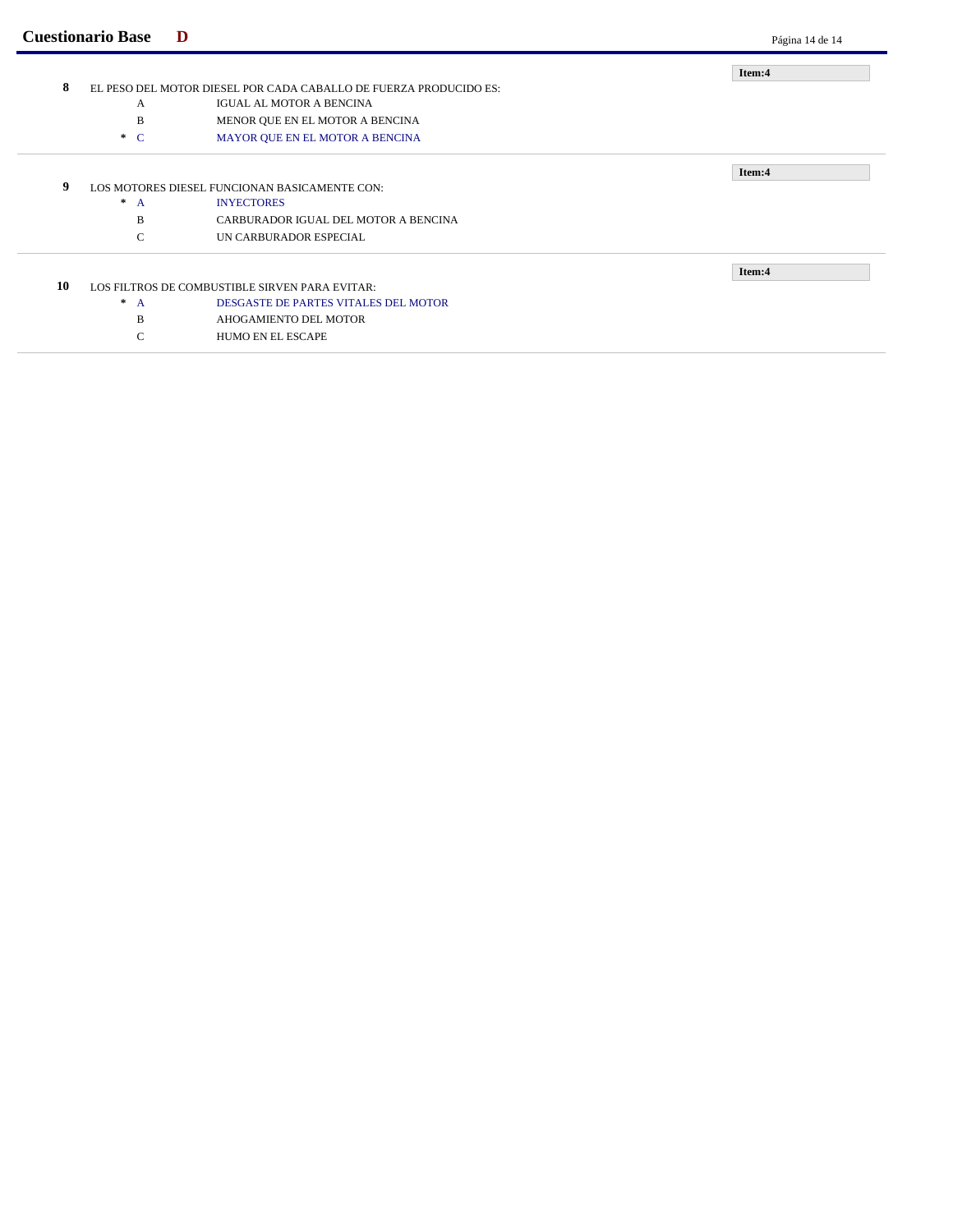Item:4

**8** EL PESO DEL MOTOR DIESEL POR CADA CABALLO DE FUERZA PRODUCIDO ES:

- A IGUAL AL MOTOR A BENCINA
- B MENOR QUE EN EL MOTOR A BENCINA
- * C MAYOR QUE EN EL MOTOR A BENCINA

---

Item:4

**9** LOS MOTORES DIESEL FUNCIONAN BASICAMENTE CON:

- * A INYECTORES
- B CARBURADOR IGUAL DEL MOTOR A BENCINA
- C UN CARBURADOR ESPECIAL

---

Item:4

**10** LOS FILTROS DE COMBUSTIBLE SIRVEN PARA EVITAR:

- * A DESGASTE DE PARTES VITALES DEL MOTOR
- B AHOGAMIENTO DEL MOTOR
- C HUMO EN EL ESCAPE